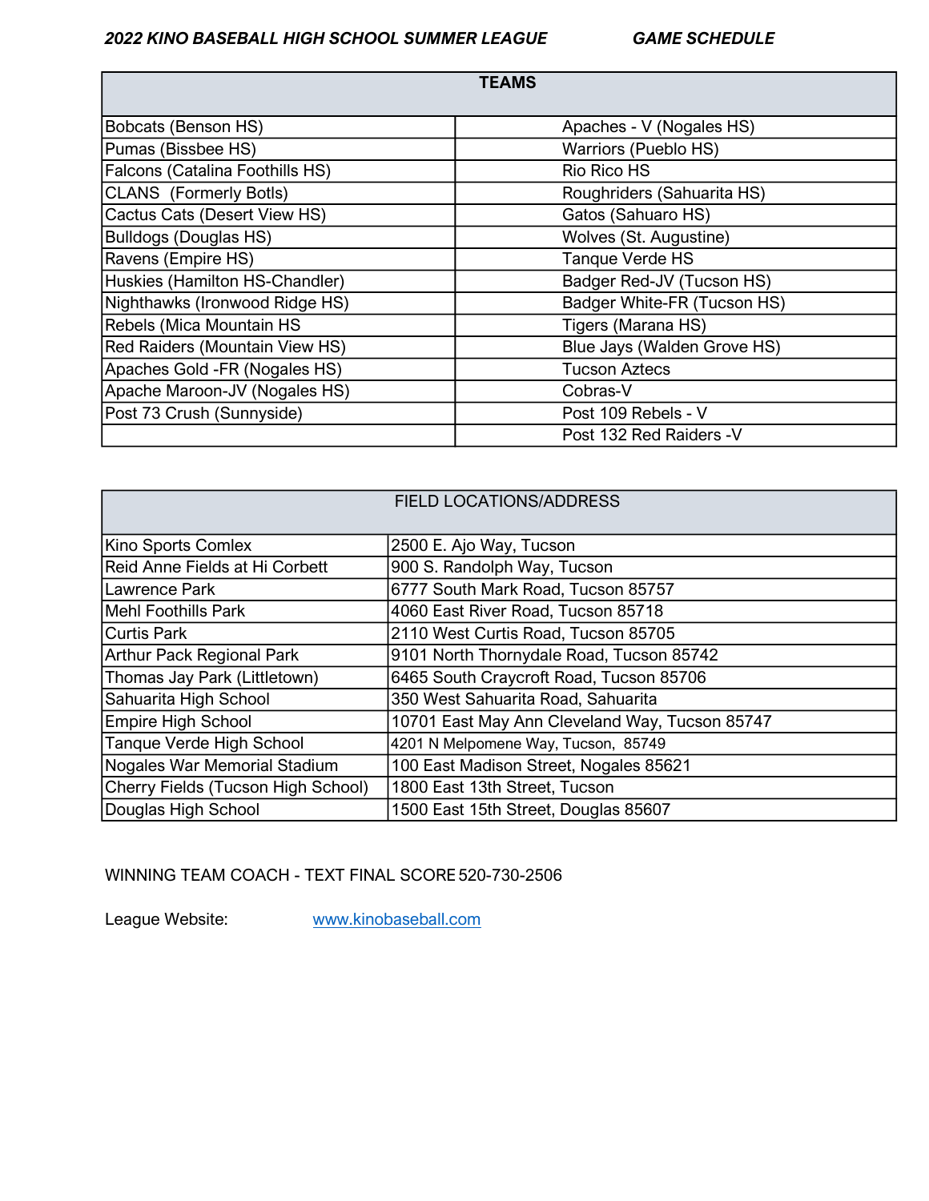***2022 KINO BASEBALL HIGH SCHOOL SUMMER LEAGUE GAME SCHEDULE***

| TEAMS | |
|---|---|
| Bobcats (Benson HS) | Apaches - V (Nogales HS) |
| Pumas (Bissbee HS) | Warriors (Pueblo HS) |
| Falcons (Catalina Foothills HS) | Rio Rico HS |
| CLANS (Formerly Botls) | Roughriders (Sahuarita HS) |
| Cactus Cats (Desert View HS) | Gatos (Sahuaro HS) |
| Bulldogs (Douglas HS) | Wolves (St. Augustine) |
| Ravens (Empire HS) | Tanque Verde HS |
| Huskies (Hamilton HS-Chandler) | Badger Red-JV (Tucson HS) |
| Nighthawks (Ironwood Ridge HS) | Badger White-FR (Tucson HS) |
| Rebels (Mica Mountain HS | Tigers (Marana HS) |
| Red Raiders (Mountain View HS) | Blue Jays (Walden Grove HS) |
| Apaches Gold -FR (Nogales HS) | Tucson Aztecs |
| Apache Maroon-JV (Nogales HS) | Cobras-V |
| Post 73 Crush (Sunnyside) | Post 109 Rebels - V |
| | Post 132 Red Raiders -V |

| FIELD LOCATIONS/ADDRESS | |
|---|---|
| Kino Sports Comlex | 2500 E. Ajo Way, Tucson |
| Reid Anne Fields at Hi Corbett | 900 S. Randolph Way, Tucson |
| Lawrence Park | 6777 South Mark Road, Tucson 85757 |
| Mehl Foothills Park | 4060 East River Road, Tucson 85718 |
| Curtis Park | 2110 West Curtis Road, Tucson 85705 |
| Arthur Pack Regional Park | 9101 North Thornydale Road, Tucson 85742 |
| Thomas Jay Park (Littletown) | 6465 South Craycroft Road, Tucson 85706 |
| Sahuarita High School | 350 West Sahuarita Road, Sahuarita |
| Empire High School | 10701 East May Ann Cleveland Way, Tucson 85747 |
| Tanque Verde High School | 4201 N Melpomene Way, Tucson, 85749 |
| Nogales War Memorial Stadium | 100 East Madison Street, Nogales 85621 |
| Cherry Fields (Tucson High School) | 1800 East 13th Street, Tucson |
| Douglas High School | 1500 East 15th Street, Douglas 85607 |

WINNING TEAM COACH - TEXT FINAL SCORE 520-730-2506

League Website: [www.kinobaseball.com](http://www.kinobaseball.com)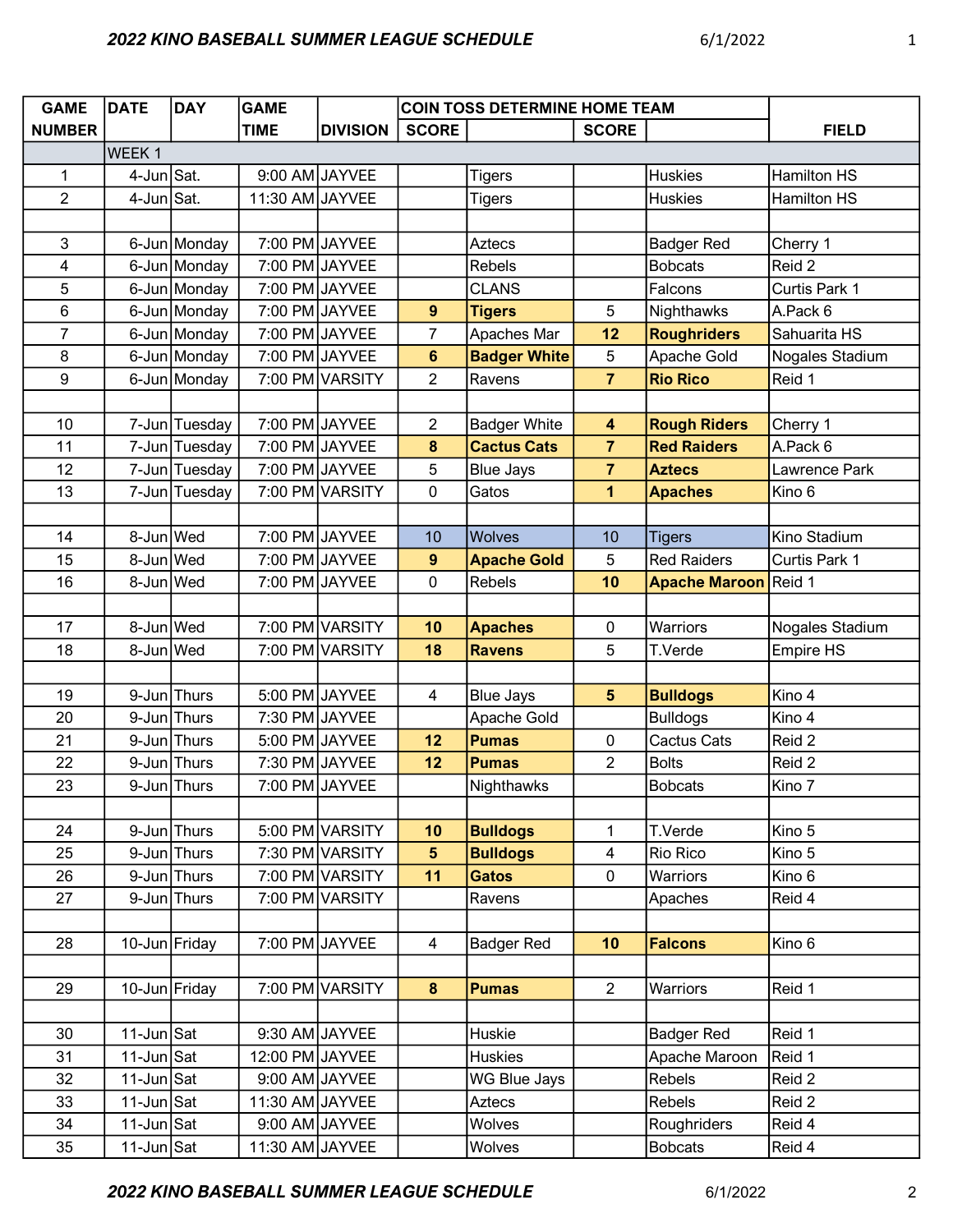# 2022 KINO BASEBALL SUMMER LEAGUE SCHEDULE

6/1/2022

| GAME NUMBER | DATE | DAY | GAME TIME | DIVISION | COIN TOSS DETERMINE HOME TEAM SCORE | | SCORE | | FIELD |
|---|---|---|---|---|---|---|---|---|---|
| | WEEK 1 | | | | | | | | |
| 1 | 4-Jun | Sat. | 9:00 AM | JAYVEE | | Tigers | | Huskies | Hamilton HS |
| 2 | 4-Jun | Sat. | 11:30 AM | JAYVEE | | Tigers | | Huskies | Hamilton HS |
| | | | | | | | | | |
| 3 | 6-Jun | Monday | 7:00 PM | JAYVEE | | Aztecs | | Badger Red | Cherry 1 |
| 4 | 6-Jun | Monday | 7:00 PM | JAYVEE | | Rebels | | Bobcats | Reid 2 |
| 5 | 6-Jun | Monday | 7:00 PM | JAYVEE | | CLANS | | Falcons | Curtis Park 1 |
| 6 | 6-Jun | Monday | 7:00 PM | JAYVEE | **9** | **Tigers** | 5 | Nighthawks | A.Pack 6 |
| 7 | 6-Jun | Monday | 7:00 PM | JAYVEE | 7 | Apaches Mar | **12** | **Roughriders** | Sahuarita HS |
| 8 | 6-Jun | Monday | 7:00 PM | JAYVEE | **6** | **Badger White** | 5 | Apache Gold | Nogales Stadium |
| 9 | 6-Jun | Monday | 7:00 PM | VARSITY | 2 | Ravens | **7** | **Rio Rico** | Reid 1 |
| | | | | | | | | | |
| 10 | 7-Jun | Tuesday | 7:00 PM | JAYVEE | 2 | Badger White | **4** | **Rough Riders** | Cherry 1 |
| 11 | 7-Jun | Tuesday | 7:00 PM | JAYVEE | **8** | **Cactus Cats** | **7** | **Red Raiders** | A.Pack 6 |
| 12 | 7-Jun | Tuesday | 7:00 PM | JAYVEE | 5 | Blue Jays | **7** | **Aztecs** | Lawrence Park |
| 13 | 7-Jun | Tuesday | 7:00 PM | VARSITY | 0 | Gatos | **1** | **Apaches** | Kino 6 |
| | | | | | | | | | |
| 14 | 8-Jun | Wed | 7:00 PM | JAYVEE | 10 | Wolves | 10 | Tigers | Kino Stadium |
| 15 | 8-Jun | Wed | 7:00 PM | JAYVEE | **9** | **Apache Gold** | 5 | Red Raiders | Curtis Park 1 |
| 16 | 8-Jun | Wed | 7:00 PM | JAYVEE | 0 | Rebels | **10** | **Apache Maroon** | Reid 1 |
| | | | | | | | | | |
| 17 | 8-Jun | Wed | 7:00 PM | VARSITY | **10** | **Apaches** | 0 | Warriors | Nogales Stadium |
| 18 | 8-Jun | Wed | 7:00 PM | VARSITY | **18** | **Ravens** | 5 | T.Verde | Empire HS |
| | | | | | | | | | |
| 19 | 9-Jun | Thurs | 5:00 PM | JAYVEE | 4 | Blue Jays | **5** | **Bulldogs** | Kino 4 |
| 20 | 9-Jun | Thurs | 7:30 PM | JAYVEE | | Apache Gold | | Bulldogs | Kino 4 |
| 21 | 9-Jun | Thurs | 5:00 PM | JAYVEE | **12** | **Pumas** | 0 | Cactus Cats | Reid 2 |
| 22 | 9-Jun | Thurs | 7:30 PM | JAYVEE | **12** | **Pumas** | 2 | Bolts | Reid 2 |
| 23 | 9-Jun | Thurs | 7:00 PM | JAYVEE | | Nighthawks | | Bobcats | Kino 7 |
| | | | | | | | | | |
| 24 | 9-Jun | Thurs | 5:00 PM | VARSITY | **10** | **Bulldogs** | 1 | T.Verde | Kino 5 |
| 25 | 9-Jun | Thurs | 7:30 PM | VARSITY | **5** | **Bulldogs** | 4 | Rio Rico | Kino 5 |
| 26 | 9-Jun | Thurs | 7:00 PM | VARSITY | **11** | **Gatos** | 0 | Warriors | Kino 6 |
| 27 | 9-Jun | Thurs | 7:00 PM | VARSITY | | Ravens | | Apaches | Reid 4 |
| | | | | | | | | | |
| 28 | 10-Jun | Friday | 7:00 PM | JAYVEE | 4 | Badger Red | **10** | **Falcons** | Kino 6 |
| | | | | | | | | | |
| 29 | 10-Jun | Friday | 7:00 PM | VARSITY | **8** | **Pumas** | 2 | Warriors | Reid 1 |
| | | | | | | | | | |
| 30 | 11-Jun | Sat | 9:30 AM | JAYVEE | | Huskie | | Badger Red | Reid 1 |
| 31 | 11-Jun | Sat | 12:00 PM | JAYVEE | | Huskies | | Apache Maroon | Reid 1 |
| 32 | 11-Jun | Sat | 9:00 AM | JAYVEE | | WG Blue Jays | | Rebels | Reid 2 |
| 33 | 11-Jun | Sat | 11:30 AM | JAYVEE | | Aztecs | | Rebels | Reid 2 |
| 34 | 11-Jun | Sat | 9:00 AM | JAYVEE | | Wolves | | Roughriders | Reid 4 |
| 35 | 11-Jun | Sat | 11:30 AM | JAYVEE | | Wolves | | Bobcats | Reid 4 |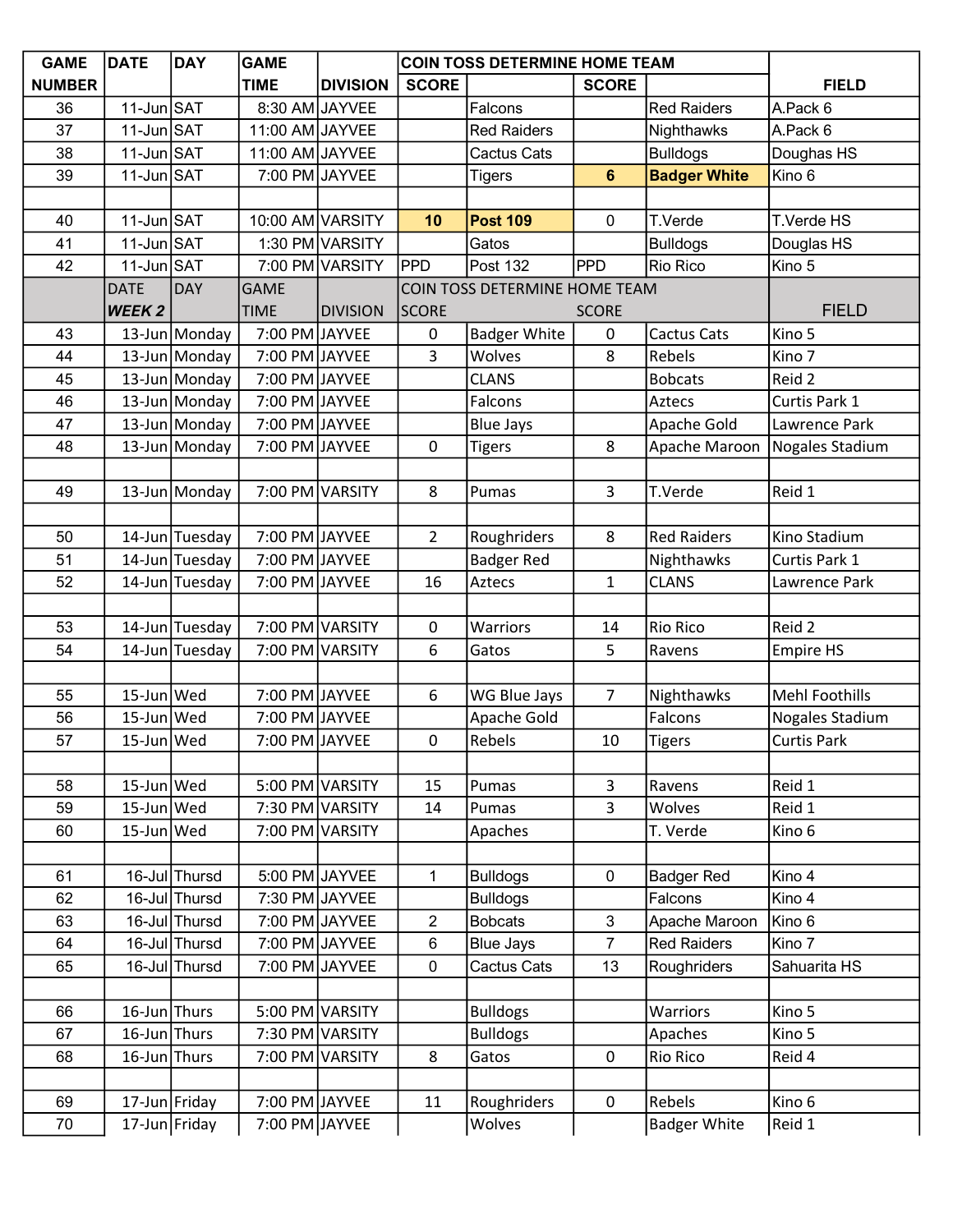| GAME NUMBER | DATE | DAY | GAME TIME | DIVISION | COIN TOSS DETERMINE HOME TEAM SCORE | | SCORE | | FIELD |
|---|---|---|---|---|---|---|---|---|---|
| 36 | 11-Jun | SAT | 8:30 AM | JAYVEE | | Falcons | | Red Raiders | A.Pack 6 |
| 37 | 11-Jun | SAT | 11:00 AM | JAYVEE | | Red Raiders | | Nighthawks | A.Pack 6 |
| 38 | 11-Jun | SAT | 11:00 AM | JAYVEE | | Cactus Cats | | Bulldogs | Doughas HS |
| 39 | 11-Jun | SAT | 7:00 PM | JAYVEE | | Tigers | **6** | **Badger White** | Kino 6 |
| | | | | | | | | | |
| 40 | 11-Jun | SAT | 10:00 AM | VARSITY | **10** | **Post 109** | 0 | T.Verde | T.Verde HS |
| 41 | 11-Jun | SAT | 1:30 PM | VARSITY | | Gatos | | Bulldogs | Douglas HS |
| 42 | 11-Jun | SAT | 7:00 PM | VARSITY | PPD | Post 132 | PPD | Rio Rico | Kino 5 |
| | DATE *WEEK 2* | DAY | GAME TIME | DIVISION | COIN TOSS DETERMINE HOME TEAM SCORE | | SCORE | | FIELD |
| 43 | 13-Jun | Monday | 7:00 PM | JAYVEE | 0 | Badger White | 0 | Cactus Cats | Kino 5 |
| 44 | 13-Jun | Monday | 7:00 PM | JAYVEE | 3 | Wolves | 8 | Rebels | Kino 7 |
| 45 | 13-Jun | Monday | 7:00 PM | JAYVEE | | CLANS | | Bobcats | Reid 2 |
| 46 | 13-Jun | Monday | 7:00 PM | JAYVEE | | Falcons | | Aztecs | Curtis Park 1 |
| 47 | 13-Jun | Monday | 7:00 PM | JAYVEE | | Blue Jays | | Apache Gold | Lawrence Park |
| 48 | 13-Jun | Monday | 7:00 PM | JAYVEE | 0 | Tigers | 8 | Apache Maroon | Nogales Stadium |
| | | | | | | | | | |
| 49 | 13-Jun | Monday | 7:00 PM | VARSITY | 8 | Pumas | 3 | T.Verde | Reid 1 |
| | | | | | | | | | |
| 50 | 14-Jun | Tuesday | 7:00 PM | JAYVEE | 2 | Roughriders | 8 | Red Raiders | Kino Stadium |
| 51 | 14-Jun | Tuesday | 7:00 PM | JAYVEE | | Badger Red | | Nighthawks | Curtis Park 1 |
| 52 | 14-Jun | Tuesday | 7:00 PM | JAYVEE | 16 | Aztecs | 1 | CLANS | Lawrence Park |
| | | | | | | | | | |
| 53 | 14-Jun | Tuesday | 7:00 PM | VARSITY | 0 | Warriors | 14 | Rio Rico | Reid 2 |
| 54 | 14-Jun | Tuesday | 7:00 PM | VARSITY | 6 | Gatos | 5 | Ravens | Empire HS |
| | | | | | | | | | |
| 55 | 15-Jun | Wed | 7:00 PM | JAYVEE | 6 | WG Blue Jays | 7 | Nighthawks | Mehl Foothills |
| 56 | 15-Jun | Wed | 7:00 PM | JAYVEE | | Apache Gold | | Falcons | Nogales Stadium |
| 57 | 15-Jun | Wed | 7:00 PM | JAYVEE | 0 | Rebels | 10 | Tigers | Curtis Park |
| | | | | | | | | | |
| 58 | 15-Jun | Wed | 5:00 PM | VARSITY | 15 | Pumas | 3 | Ravens | Reid 1 |
| 59 | 15-Jun | Wed | 7:30 PM | VARSITY | 14 | Pumas | 3 | Wolves | Reid 1 |
| 60 | 15-Jun | Wed | 7:00 PM | VARSITY | | Apaches | | T. Verde | Kino 6 |
| | | | | | | | | | |
| 61 | 16-Jul | Thursd | 5:00 PM | JAYVEE | 1 | Bulldogs | 0 | Badger Red | Kino 4 |
| 62 | 16-Jul | Thursd | 7:30 PM | JAYVEE | | Bulldogs | | Falcons | Kino 4 |
| 63 | 16-Jul | Thursd | 7:00 PM | JAYVEE | 2 | Bobcats | 3 | Apache Maroon | Kino 6 |
| 64 | 16-Jul | Thursd | 7:00 PM | JAYVEE | 6 | Blue Jays | 7 | Red Raiders | Kino 7 |
| 65 | 16-Jul | Thursd | 7:00 PM | JAYVEE | 0 | Cactus Cats | 13 | Roughriders | Sahuarita HS |
| | | | | | | | | | |
| 66 | 16-Jun | Thurs | 5:00 PM | VARSITY | | Bulldogs | | Warriors | Kino 5 |
| 67 | 16-Jun | Thurs | 7:30 PM | VARSITY | | Bulldogs | | Apaches | Kino 5 |
| 68 | 16-Jun | Thurs | 7:00 PM | VARSITY | 8 | Gatos | 0 | Rio Rico | Reid 4 |
| | | | | | | | | | |
| 69 | 17-Jun | Friday | 7:00 PM | JAYVEE | 11 | Roughriders | 0 | Rebels | Kino 6 |
| 70 | 17-Jun | Friday | 7:00 PM | JAYVEE | | Wolves | | Badger White | Reid 1 |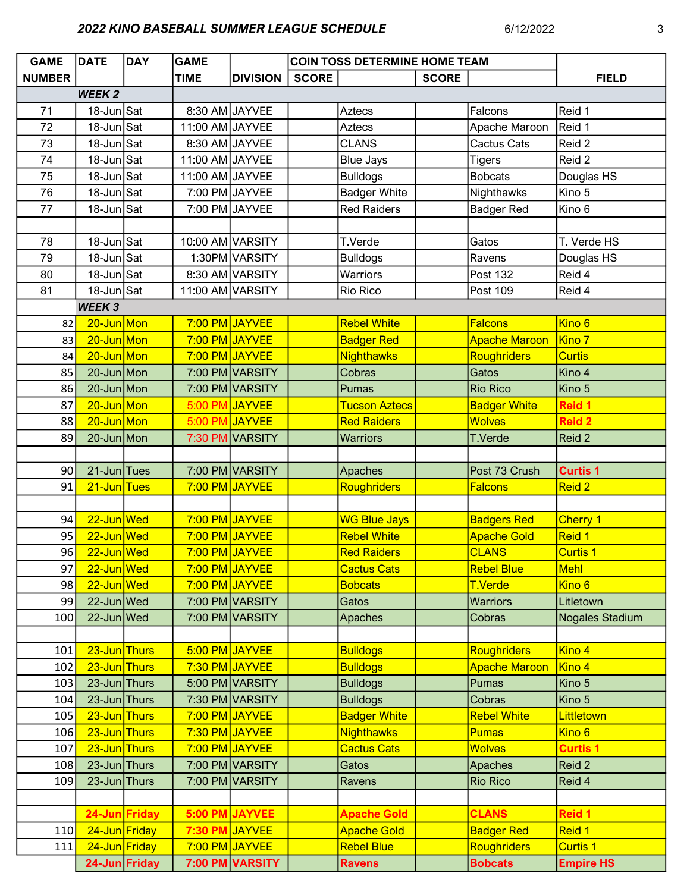**2022 KINO BASEBALL SUMMER LEAGUE SCHEDULE** 6/12/2022

| GAME NUMBER | DATE | DAY | GAME TIME | DIVISION | COIN TOSS DETERMINE HOME TEAM SCORE | | SCORE | | FIELD |
|---|---|---|---|---|---|---|---|---|---|
| | ***WEEK 2*** | | | | | | | | |
| 71 | 18-Jun | Sat | 8:30 AM | JAYVEE | | Aztecs | | Falcons | Reid 1 |
| 72 | 18-Jun | Sat | 11:00 AM | JAYVEE | | Aztecs | | Apache Maroon | Reid 1 |
| 73 | 18-Jun | Sat | 8:30 AM | JAYVEE | | CLANS | | Cactus Cats | Reid 2 |
| 74 | 18-Jun | Sat | 11:00 AM | JAYVEE | | Blue Jays | | Tigers | Reid 2 |
| 75 | 18-Jun | Sat | 11:00 AM | JAYVEE | | Bulldogs | | Bobcats | Douglas HS |
| 76 | 18-Jun | Sat | 7:00 PM | JAYVEE | | Badger White | | Nighthawks | Kino 5 |
| 77 | 18-Jun | Sat | 7:00 PM | JAYVEE | | Red Raiders | | Badger Red | Kino 6 |
| | | | | | | | | | |
| 78 | 18-Jun | Sat | 10:00 AM | VARSITY | | T.Verde | | Gatos | T. Verde HS |
| 79 | 18-Jun | Sat | 1:30PM | VARSITY | | Bulldogs | | Ravens | Douglas HS |
| 80 | 18-Jun | Sat | 8:30 AM | VARSITY | | Warriors | | Post 132 | Reid 4 |
| 81 | 18-Jun | Sat | 11:00 AM | VARSITY | | Rio Rico | | Post 109 | Reid 4 |
| | ***WEEK 3*** | | | | | | | | |
| 82 | 20-Jun | Mon | 7:00 PM | JAYVEE | | Rebel White | | Falcons | Kino 6 |
| 83 | 20-Jun | Mon | 7:00 PM | JAYVEE | | Badger Red | | Apache Maroon | Kino 7 |
| 84 | 20-Jun | Mon | 7:00 PM | JAYVEE | | Nighthawks | | Roughriders | Curtis |
| 85 | 20-Jun | Mon | 7:00 PM | VARSITY | | Cobras | | Gatos | Kino 4 |
| 86 | 20-Jun | Mon | 7:00 PM | VARSITY | | Pumas | | Rio Rico | Kino 5 |
| 87 | 20-Jun | Mon | 5:00 PM | JAYVEE | | Tucson Aztecs | | Badger White | **Reid 1** |
| 88 | 20-Jun | Mon | 5:00 PM | JAYVEE | | Red Raiders | | Wolves | **Reid 2** |
| 89 | 20-Jun | Mon | 7:30 PM | VARSITY | | Warriors | | T.Verde | Reid 2 |
| | | | | | | | | | |
| 90 | 21-Jun | Tues | 7:00 PM | VARSITY | | Apaches | | Post 73 Crush | **Curtis 1** |
| 91 | 21-Jun | Tues | 7:00 PM | JAYVEE | | Roughriders | | Falcons | Reid 2 |
| | | | | | | | | | |
| 94 | 22-Jun | Wed | 7:00 PM | JAYVEE | | WG Blue Jays | | Badgers Red | Cherry 1 |
| 95 | 22-Jun | Wed | 7:00 PM | JAYVEE | | Rebel White | | Apache Gold | Reid 1 |
| 96 | 22-Jun | Wed | 7:00 PM | JAYVEE | | Red Raiders | | CLANS | Curtis 1 |
| 97 | 22-Jun | Wed | 7:00 PM | JAYVEE | | Cactus Cats | | Rebel Blue | Mehl |
| 98 | 22-Jun | Wed | 7:00 PM | JAYVEE | | Bobcats | | T.Verde | Kino 6 |
| 99 | 22-Jun | Wed | 7:00 PM | VARSITY | | Gatos | | Warriors | Litletown |
| 100 | 22-Jun | Wed | 7:00 PM | VARSITY | | Apaches | | Cobras | Nogales Stadium |
| | | | | | | | | | |
| 101 | 23-Jun | Thurs | 5:00 PM | JAYVEE | | Bulldogs | | Roughriders | Kino 4 |
| 102 | 23-Jun | Thurs | 7:30 PM | JAYVEE | | Bulldogs | | Apache Maroon | Kino 4 |
| 103 | 23-Jun | Thurs | 5:00 PM | VARSITY | | Bulldogs | | Pumas | Kino 5 |
| 104 | 23-Jun | Thurs | 7:30 PM | VARSITY | | Bulldogs | | Cobras | Kino 5 |
| 105 | 23-Jun | Thurs | 7:00 PM | JAYVEE | | Badger White | | Rebel White | Littletown |
| 106 | 23-Jun | Thurs | 7:30 PM | JAYVEE | | Nighthawks | | Pumas | Kino 6 |
| 107 | 23-Jun | Thurs | 7:00 PM | JAYVEE | | Cactus Cats | | Wolves | **Curtis 1** |
| 108 | 23-Jun | Thurs | 7:00 PM | VARSITY | | Gatos | | Apaches | Reid 2 |
| 109 | 23-Jun | Thurs | 7:00 PM | VARSITY | | Ravens | | Rio Rico | Reid 4 |
| | | | | | | | | | |
| | **24-Jun** | **Friday** | **5:00 PM** | **JAYVEE** | | **Apache Gold** | | **CLANS** | **Reid 1** |
| 110 | 24-Jun | Friday | 7:30 PM | JAYVEE | | Apache Gold | | Badger Red | Reid 1 |
| 111 | 24-Jun | Friday | 7:00 PM | JAYVEE | | Rebel Blue | | Roughriders | Curtis 1 |
| | **24-Jun** | **Friday** | **7:00 PM** | **VARSITY** | | **Ravens** | | **Bobcats** | **Empire HS** |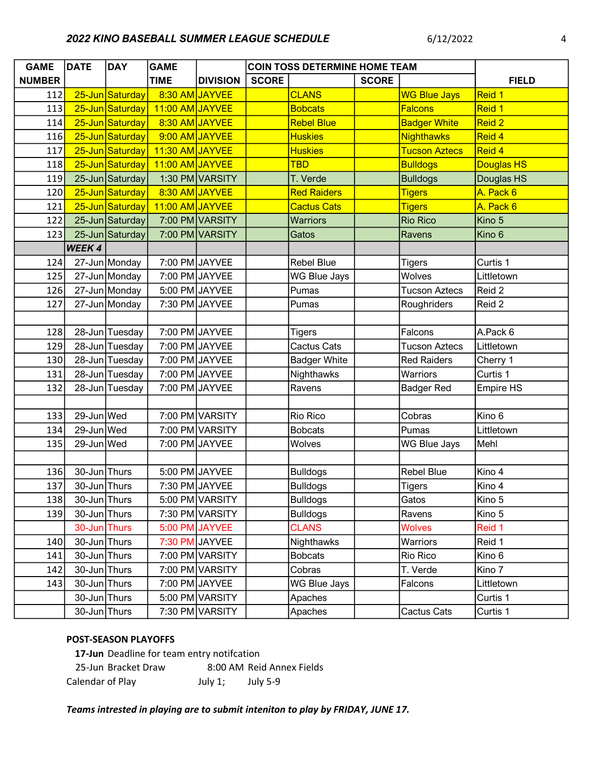## *2022 KINO BASEBALL SUMMER LEAGUE SCHEDULE*

6/12/2022

| GAME NUMBER | DATE | DAY | GAME TIME | DIVISION | COIN TOSS DETERMINE HOME TEAM SCORE | | SCORE | | FIELD |
|---|---|---|---|---|---|---|---|---|---|
| 112 | 25-Jun | Saturday | 8:30 AM | JAYVEE | | CLANS | | WG Blue Jays | Reid 1 |
| 113 | 25-Jun | Saturday | 11:00 AM | JAYVEE | | Bobcats | | Falcons | Reid 1 |
| 114 | 25-Jun | Saturday | 8:30 AM | JAYVEE | | Rebel Blue | | Badger White | Reid 2 |
| 116 | 25-Jun | Saturday | 9:00 AM | JAYVEE | | Huskies | | Nighthawks | Reid 4 |
| 117 | 25-Jun | Saturday | 11:30 AM | JAYVEE | | Huskies | | Tucson Aztecs | Reid 4 |
| 118 | 25-Jun | Saturday | 11:00 AM | JAYVEE | | TBD | | Bulldogs | Douglas HS |
| 119 | 25-Jun | Saturday | 1:30 PM | VARSITY | | T. Verde | | Bulldogs | Douglas HS |
| 120 | 25-Jun | Saturday | 8:30 AM | JAYVEE | | Red Raiders | | Tigers | A. Pack 6 |
| 121 | 25-Jun | Saturday | 11:00 AM | JAYVEE | | Cactus Cats | | Tigers | A. Pack 6 |
| 122 | 25-Jun | Saturday | 7:00 PM | VARSITY | | Warriors | | Rio Rico | Kino 5 |
| 123 | 25-Jun | Saturday | 7:00 PM | VARSITY | | Gatos | | Ravens | Kino 6 |
| | ***WEEK 4*** | | | | | | | | |
| 124 | 27-Jun | Monday | 7:00 PM | JAYVEE | | Rebel Blue | | Tigers | Curtis 1 |
| 125 | 27-Jun | Monday | 7:00 PM | JAYVEE | | WG Blue Jays | | Wolves | Littletown |
| 126 | 27-Jun | Monday | 5:00 PM | JAYVEE | | Pumas | | Tucson Aztecs | Reid 2 |
| 127 | 27-Jun | Monday | 7:30 PM | JAYVEE | | Pumas | | Roughriders | Reid 2 |
| | | | | | | | | | |
| 128 | 28-Jun | Tuesday | 7:00 PM | JAYVEE | | Tigers | | Falcons | A.Pack 6 |
| 129 | 28-Jun | Tuesday | 7:00 PM | JAYVEE | | Cactus Cats | | Tucson Aztecs | Littletown |
| 130 | 28-Jun | Tuesday | 7:00 PM | JAYVEE | | Badger White | | Red Raiders | Cherry 1 |
| 131 | 28-Jun | Tuesday | 7:00 PM | JAYVEE | | Nighthawks | | Warriors | Curtis 1 |
| 132 | 28-Jun | Tuesday | 7:00 PM | JAYVEE | | Ravens | | Badger Red | Empire HS |
| | | | | | | | | | |
| 133 | 29-Jun | Wed | 7:00 PM | VARSITY | | Rio Rico | | Cobras | Kino 6 |
| 134 | 29-Jun | Wed | 7:00 PM | VARSITY | | Bobcats | | Pumas | Littletown |
| 135 | 29-Jun | Wed | 7:00 PM | JAYVEE | | Wolves | | WG Blue Jays | Mehl |
| | | | | | | | | | |
| 136 | 30-Jun | Thurs | 5:00 PM | JAYVEE | | Bulldogs | | Rebel Blue | Kino 4 |
| 137 | 30-Jun | Thurs | 7:30 PM | JAYVEE | | Bulldogs | | Tigers | Kino 4 |
| 138 | 30-Jun | Thurs | 5:00 PM | VARSITY | | Bulldogs | | Gatos | Kino 5 |
| 139 | 30-Jun | Thurs | 7:30 PM | VARSITY | | Bulldogs | | Ravens | Kino 5 |
| | 30-Jun | Thurs | 5:00 PM | JAYVEE | | CLANS | | Wolves | Reid 1 |
| 140 | 30-Jun | Thurs | 7:30 PM | JAYVEE | | Nighthawks | | Warriors | Reid 1 |
| 141 | 30-Jun | Thurs | 7:00 PM | VARSITY | | Bobcats | | Rio Rico | Kino 6 |
| 142 | 30-Jun | Thurs | 7:00 PM | VARSITY | | Cobras | | T. Verde | Kino 7 |
| 143 | 30-Jun | Thurs | 7:00 PM | JAYVEE | | WG Blue Jays | | Falcons | Littletown |
| | 30-Jun | Thurs | 5:00 PM | VARSITY | | Apaches | | | Curtis 1 |
| | 30-Jun | Thurs | 7:30 PM | VARSITY | | Apaches | | Cactus Cats | Curtis 1 |

**POST-SEASON PLAYOFFS**

**17-Jun** Deadline for team entry notifcation

25-Jun Bracket Draw 8:00 AM Reid Annex Fields

Calendar of Play July 1; July 5-9

***Teams intrested in playing are to submit inteniton to play by FRIDAY, JUNE 17.***